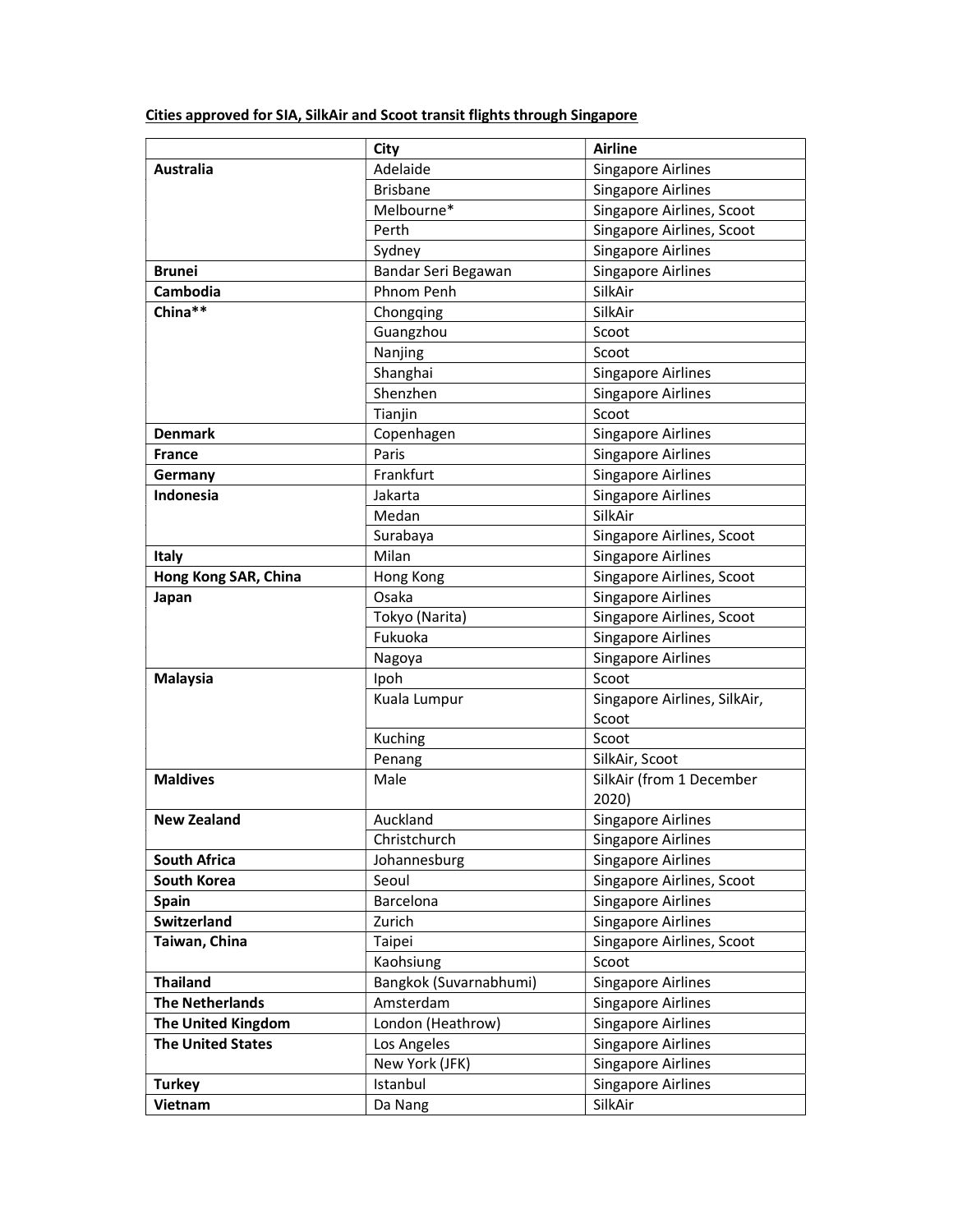**<u>Cities approved for SIA, SilkAir and Scoot transit flights through Singapore</u>**

| | City | Airline |
|---|---|---|
| **Australia** | Adelaide | Singapore Airlines |
| | Brisbane | Singapore Airlines |
| | Melbourne* | Singapore Airlines, Scoot |
| | Perth | Singapore Airlines, Scoot |
| | Sydney | Singapore Airlines |
| **Brunei** | Bandar Seri Begawan | Singapore Airlines |
| **Cambodia** | Phnom Penh | SilkAir |
| **China**** | Chongqing | SilkAir |
| | Guangzhou | Scoot |
| | Nanjing | Scoot |
| | Shanghai | Singapore Airlines |
| | Shenzhen | Singapore Airlines |
| | Tianjin | Scoot |
| **Denmark** | Copenhagen | Singapore Airlines |
| **France** | Paris | Singapore Airlines |
| **Germany** | Frankfurt | Singapore Airlines |
| **Indonesia** | Jakarta | Singapore Airlines |
| | Medan | SilkAir |
| | Surabaya | Singapore Airlines, Scoot |
| **Italy** | Milan | Singapore Airlines |
| **Hong Kong SAR, China** | Hong Kong | Singapore Airlines, Scoot |
| **Japan** | Osaka | Singapore Airlines |
| | Tokyo (Narita) | Singapore Airlines, Scoot |
| | Fukuoka | Singapore Airlines |
| | Nagoya | Singapore Airlines |
| **Malaysia** | Ipoh | Scoot |
| | Kuala Lumpur | Singapore Airlines, SilkAir, Scoot |
| | Kuching | Scoot |
| | Penang | SilkAir, Scoot |
| **Maldives** | Male | SilkAir (from 1 December 2020) |
| **New Zealand** | Auckland | Singapore Airlines |
| | Christchurch | Singapore Airlines |
| **South Africa** | Johannesburg | Singapore Airlines |
| **South Korea** | Seoul | Singapore Airlines, Scoot |
| **Spain** | Barcelona | Singapore Airlines |
| **Switzerland** | Zurich | Singapore Airlines |
| **Taiwan, China** | Taipei | Singapore Airlines, Scoot |
| | Kaohsiung | Scoot |
| **Thailand** | Bangkok (Suvarnabhumi) | Singapore Airlines |
| **The Netherlands** | Amsterdam | Singapore Airlines |
| **The United Kingdom** | London (Heathrow) | Singapore Airlines |
| **The United States** | Los Angeles | Singapore Airlines |
| | New York (JFK) | Singapore Airlines |
| **Turkey** | Istanbul | Singapore Airlines |
| **Vietnam** | Da Nang | SilkAir |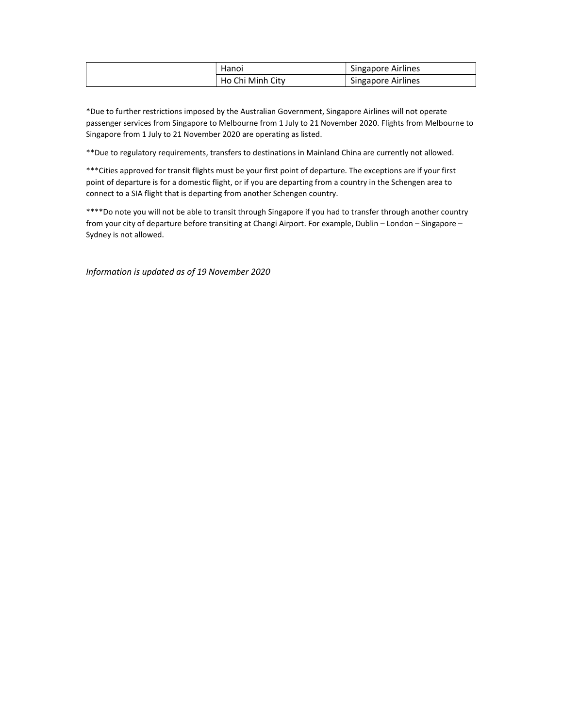| | | |
|---|---|---|
| | Hanoi | Singapore Airlines |
| | Ho Chi Minh City | Singapore Airlines |

*Due to further restrictions imposed by the Australian Government, Singapore Airlines will not operate passenger services from Singapore to Melbourne from 1 July to 21 November 2020. Flights from Melbourne to Singapore from 1 July to 21 November 2020 are operating as listed.

**Due to regulatory requirements, transfers to destinations in Mainland China are currently not allowed.

***Cities approved for transit flights must be your first point of departure. The exceptions are if your first point of departure is for a domestic flight, or if you are departing from a country in the Schengen area to connect to a SIA flight that is departing from another Schengen country.

****Do note you will not be able to transit through Singapore if you had to transfer through another country from your city of departure before transiting at Changi Airport. For example, Dublin – London – Singapore – Sydney is not allowed.

*Information is updated as of 19 November 2020*